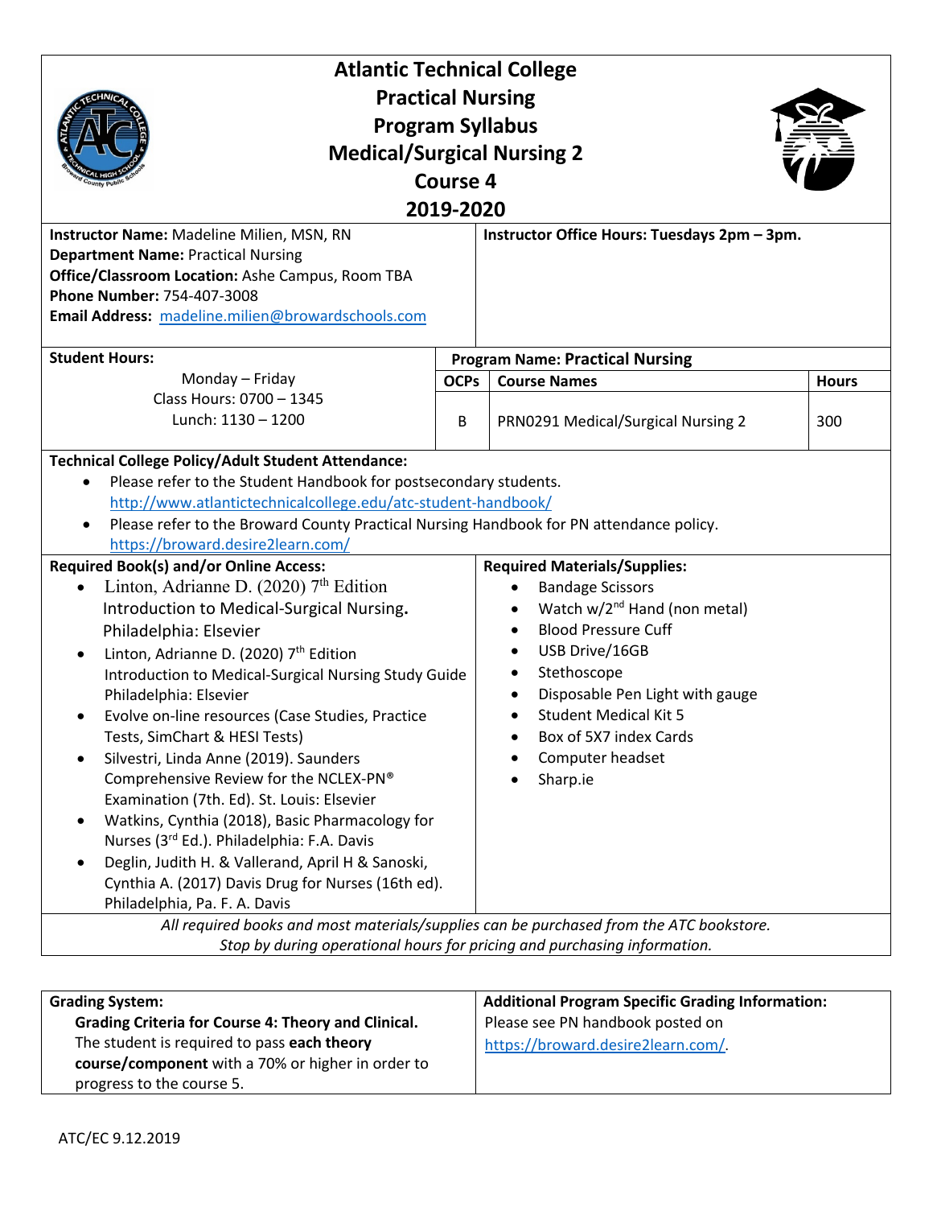# Atlantic Technical College
## Practical Nursing
## Program Syllabus
## Medical/Surgical Nursing 2
## Course 4
## 2019-2020

**Instructor Name:** Madeline Milien, MSN, RN
**Department Name:** Practical Nursing
**Office/Classroom Location:** Ashe Campus, Room TBA
**Phone Number:** 754-407-3008
**Email Address:** madeline.milien@browardschools.com

**Instructor Office Hours: Tuesdays 2pm – 3pm.**

**Student Hours:**

Monday – Friday
Class Hours: 0700 – 1345
Lunch: 1130 – 1200

**Program Name: Practical Nursing**

| OCPs | Course Names | Hours |
|---|---|---|
| B | PRN0291 Medical/Surgical Nursing 2 | 300 |

**Technical College Policy/Adult Student Attendance:**

- Please refer to the Student Handbook for postsecondary students. http://www.atlantictechnicalcollege.edu/atc-student-handbook/
- Please refer to the Broward County Practical Nursing Handbook for PN attendance policy. https://broward.desire2learn.com/

**Required Book(s) and/or Online Access:**

- Linton, Adrianne D. (2020) 7th Edition Introduction to Medical-Surgical Nursing. Philadelphia: Elsevier
- Linton, Adrianne D. (2020) 7th Edition Introduction to Medical-Surgical Nursing Study Guide Philadelphia: Elsevier
- Evolve on-line resources (Case Studies, Practice Tests, SimChart & HESI Tests)
- Silvestri, Linda Anne (2019). Saunders Comprehensive Review for the NCLEX-PN® Examination (7th. Ed). St. Louis: Elsevier
- Watkins, Cynthia (2018), Basic Pharmacology for Nurses (3rd Ed.). Philadelphia: F.A. Davis
- Deglin, Judith H. & Vallerand, April H & Sanoski, Cynthia A. (2017) Davis Drug for Nurses (16th ed). Philadelphia, Pa. F. A. Davis

**Required Materials/Supplies:**

- Bandage Scissors
- Watch w/2nd Hand (non metal)
- Blood Pressure Cuff
- USB Drive/16GB
- Stethoscope
- Disposable Pen Light with gauge
- Student Medical Kit 5
- Box of 5X7 index Cards
- Computer headset
- Sharp.ie

*All required books and most materials/supplies can be purchased from the ATC bookstore. Stop by during operational hours for pricing and purchasing information.*

**Grading System:**

**Grading Criteria for Course 4: Theory and Clinical.** The student is required to pass **each theory course/component** with a 70% or higher in order to progress to the course 5.

**Additional Program Specific Grading Information:**

Please see PN handbook posted on https://broward.desire2learn.com/.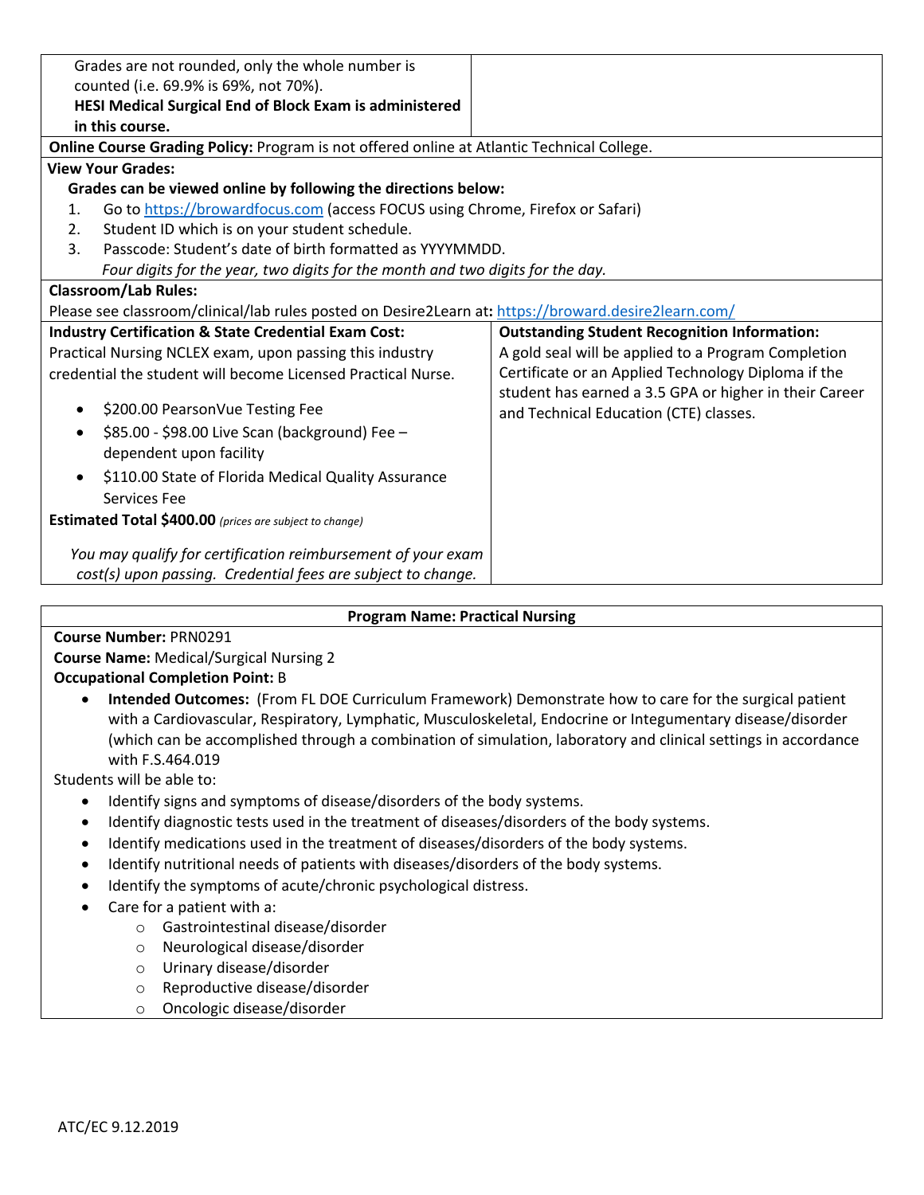| Grades are not rounded, only the whole number is counted (i.e. 69.9% is 69%, not 70%). **HESI Medical Surgical End of Block Exam is administered in this course.** | |
|---|---|

**Online Course Grading Policy:** Program is not offered online at Atlantic Technical College.

**View Your Grades:**

**Grades can be viewed online by following the directions below:**

1. Go to https://browardfocus.com (access FOCUS using Chrome, Firefox or Safari)
2. Student ID which is on your student schedule.
3. Passcode: Student's date of birth formatted as YYYYMMDD.
   *Four digits for the year, two digits for the month and two digits for the day.*

**Classroom/Lab Rules:**

Please see classroom/clinical/lab rules posted on Desire2Learn at**:** https://broward.desire2learn.com/

| **Industry Certification & State Credential Exam Cost:** | **Outstanding Student Recognition Information:** |
|---|---|
| Practical Nursing NCLEX exam, upon passing this industry credential the student will become Licensed Practical Nurse.<br>• $200.00 PearsonVue Testing Fee<br>• $85.00 - $98.00 Live Scan (background) Fee – dependent upon facility<br>• $110.00 State of Florida Medical Quality Assurance Services Fee<br>**Estimated Total $400.00** *(prices are subject to change)*<br>*You may qualify for certification reimbursement of your exam cost(s) upon passing. Credential fees are subject to change.* | A gold seal will be applied to a Program Completion Certificate or an Applied Technology Diploma if the student has earned a 3.5 GPA or higher in their Career and Technical Education (CTE) classes. |

**Program Name: Practical Nursing**

**Course Number:** PRN0291
**Course Name:** Medical/Surgical Nursing 2
**Occupational Completion Point:** B

- **Intended Outcomes:** (From FL DOE Curriculum Framework) Demonstrate how to care for the surgical patient with a Cardiovascular, Respiratory, Lymphatic, Musculoskeletal, Endocrine or Integumentary disease/disorder (which can be accomplished through a combination of simulation, laboratory and clinical settings in accordance with F.S.464.019

Students will be able to:

- Identify signs and symptoms of disease/disorders of the body systems.
- Identify diagnostic tests used in the treatment of diseases/disorders of the body systems.
- Identify medications used in the treatment of diseases/disorders of the body systems.
- Identify nutritional needs of patients with diseases/disorders of the body systems.
- Identify the symptoms of acute/chronic psychological distress.
- Care for a patient with a:
  - Gastrointestinal disease/disorder
  - Neurological disease/disorder
  - Urinary disease/disorder
  - Reproductive disease/disorder
  - Oncologic disease/disorder

ATC/EC 9.12.2019